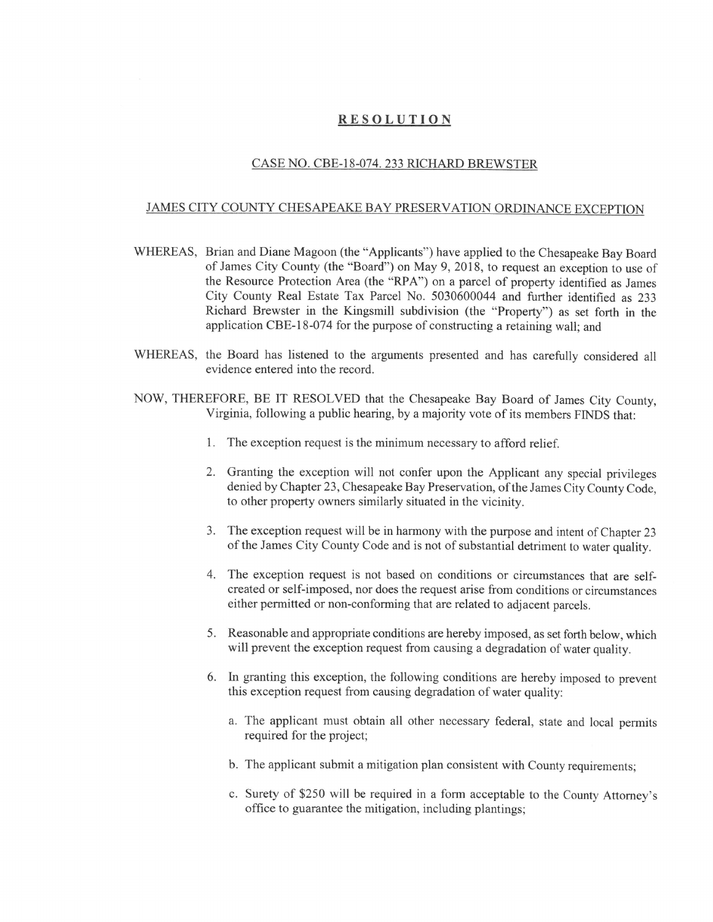# **RESOLUTION**

## CASE NO. CBE-18-074. 233 RICHARD BREWSTER

## JAMES CITY COUNTY CHESAPEAKE BAY PRESERVATION ORDINANCE EXCEPTION

WHEREAS, Brian and Diane Magoon (the "Applicants") have applied to the Chesapeake Bay Board of James City County (the "Board") on May 9, 2018, to request an exception to use of the Resource Protection Area (the "RPA") on a parcel of property identified as James City County Real Estate Tax Parcel No. 5030600044 and further identified as 233 Richard Brewster in the Kingsmill subdivision (the "Property") as set forth in the application CBE-18-074 for the purpose of constructing a retaining wall; and

WHEREAS, the Board has listened to the arguments presented and has carefully considered all evidence entered into the record.

NOW, THEREFORE, BE IT RESOLVED that the Chesapeake Bay Board of James City County, Virginia, following a public hearing, by a majority vote of its members FINDS that:

1. The exception request is the minimum necessary to afford relief.
2. Granting the exception will not confer upon the Applicant any special privileges denied by Chapter 23, Chesapeake Bay Preservation, of the James City County Code, to other property owners similarly situated in the vicinity.
3. The exception request will be in harmony with the purpose and intent of Chapter 23 of the James City County Code and is not of substantial detriment to water quality.
4. The exception request is not based on conditions or circumstances that are self-created or self-imposed, nor does the request arise from conditions or circumstances either permitted or non-conforming that are related to adjacent parcels.
5. Reasonable and appropriate conditions are hereby imposed, as set forth below, which will prevent the exception request from causing a degradation of water quality.
6. In granting this exception, the following conditions are hereby imposed to prevent this exception request from causing degradation of water quality:
   a. The applicant must obtain all other necessary federal, state and local permits required for the project;
   b. The applicant submit a mitigation plan consistent with County requirements;
   c. Surety of $250 will be required in a form acceptable to the County Attorney's office to guarantee the mitigation, including plantings;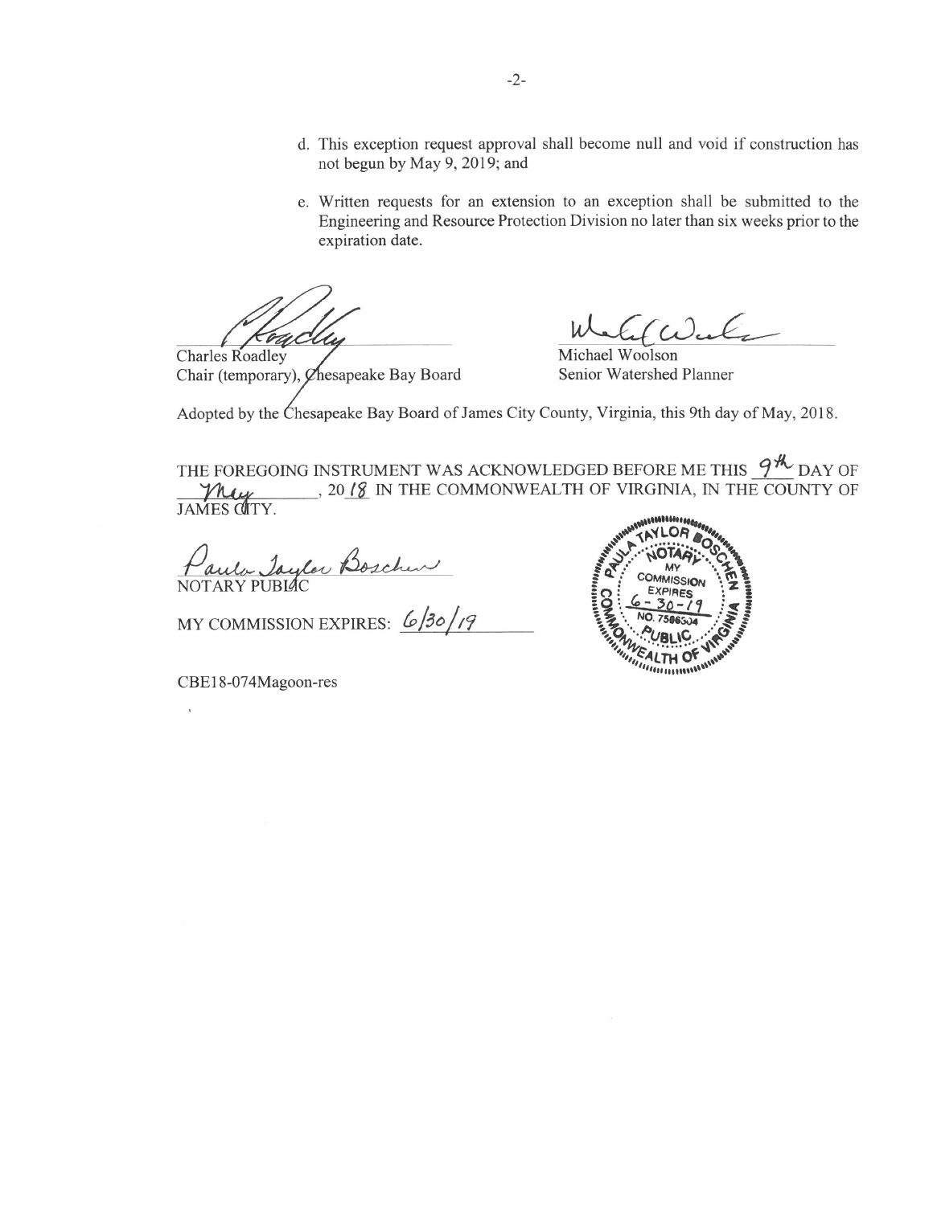d. This exception request approval shall become null and void if construction has not begun by May 9, 2019; and

e. Written requests for an extension to an exception shall be submitted to the Engineering and Resource Protection Division no later than six weeks prior to the expiration date.

Charles Roadley
Chair (temporary), Chesapeake Bay Board

Michael Woolson
Senior Watershed Planner

Adopted by the Chesapeake Bay Board of James City County, Virginia, this 9th day of May, 2018.

THE FOREGOING INSTRUMENT WAS ACKNOWLEDGED BEFORE ME THIS 9th DAY OF May, 2018 IN THE COMMONWEALTH OF VIRGINIA, IN THE COUNTY OF JAMES CITY.

Paula Taylor Boschen
NOTARY PUBLIC

MY COMMISSION EXPIRES: 6/30/19

PAULA TAYLOR BOSCHEN
NOTARY PUBLIC
COMMONWEALTH OF VIRGINIA
MY COMMISSION EXPIRES 6-30-19
NO. 7586504

CBE18-074Magoon-res